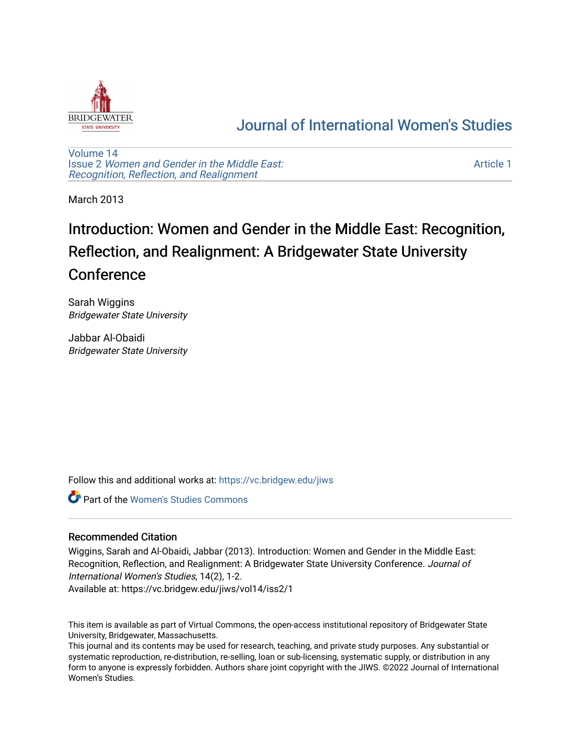# Journal of International Women's Studies

Volume 14
Issue 2 *Women and Gender in the Middle East: Recognition, Reflection, and Realignment*

Article 1

March 2013

# Introduction: Women and Gender in the Middle East: Recognition, Reflection, and Realignment: A Bridgewater State University Conference

Sarah Wiggins
*Bridgewater State University*

Jabbar Al-Obaidi
*Bridgewater State University*

Follow this and additional works at: https://vc.bridgew.edu/jiws

Part of the Women's Studies Commons

## Recommended Citation

Wiggins, Sarah and Al-Obaidi, Jabbar (2013). Introduction: Women and Gender in the Middle East: Recognition, Reflection, and Realignment: A Bridgewater State University Conference. *Journal of International Women's Studies*, 14(2), 1-2.
Available at: https://vc.bridgew.edu/jiws/vol14/iss2/1

This item is available as part of Virtual Commons, the open-access institutional repository of Bridgewater State University, Bridgewater, Massachusetts.
This journal and its contents may be used for research, teaching, and private study purposes. Any substantial or systematic reproduction, re-distribution, re-selling, loan or sub-licensing, systematic supply, or distribution in any form to anyone is expressly forbidden. Authors share joint copyright with the JIWS. ©2022 Journal of International Women's Studies.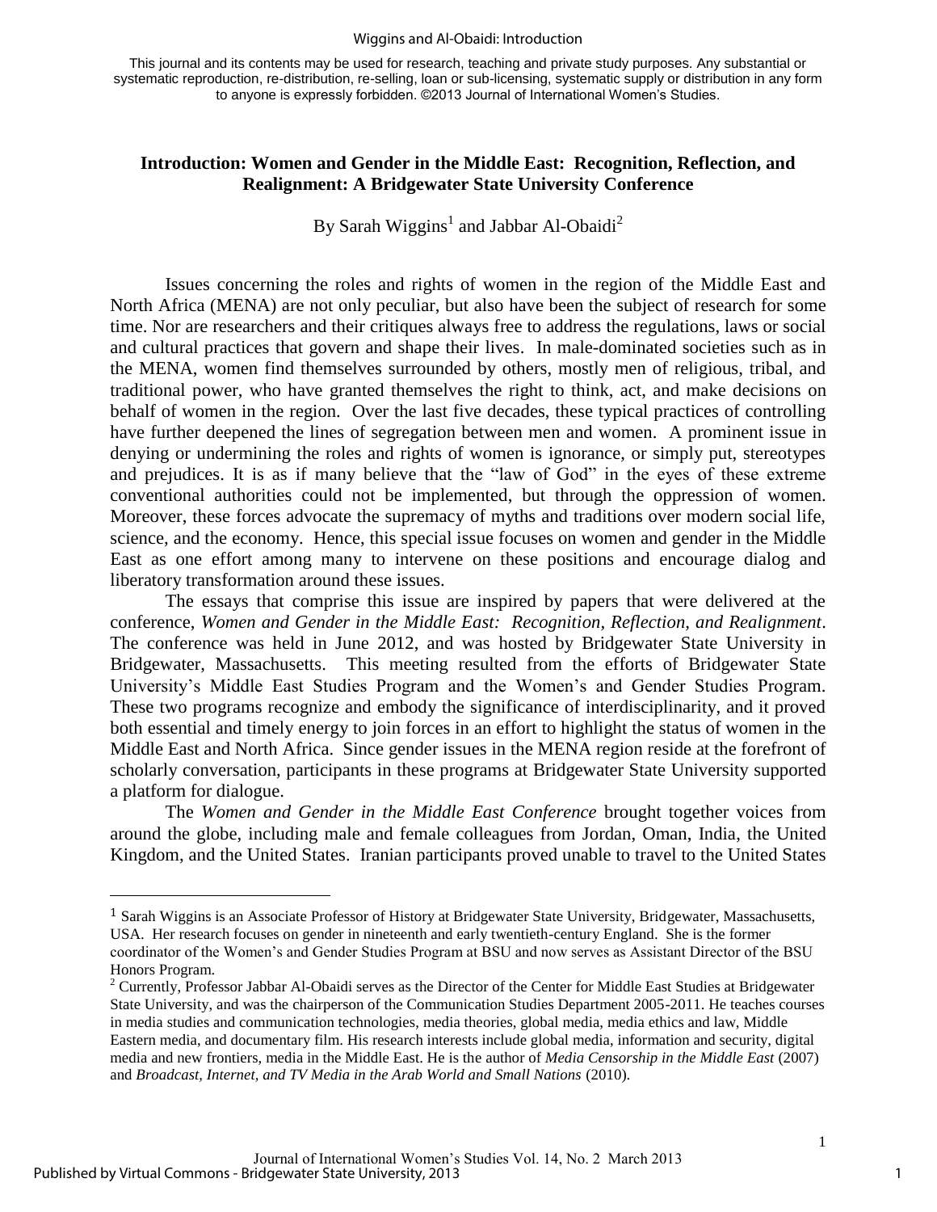This journal and its contents may be used for research, teaching and private study purposes. Any substantial or systematic reproduction, re-distribution, re-selling, loan or sub-licensing, systematic supply or distribution in any form to anyone is expressly forbidden. ©2013 Journal of International Women's Studies.

## Introduction: Women and Gender in the Middle East: Recognition, Reflection, and Realignment: A Bridgewater State University Conference

By Sarah Wiggins[1] and Jabbar Al-Obaidi[2]

Issues concerning the roles and rights of women in the region of the Middle East and North Africa (MENA) are not only peculiar, but also have been the subject of research for some time. Nor are researchers and their critiques always free to address the regulations, laws or social and cultural practices that govern and shape their lives. In male-dominated societies such as in the MENA, women find themselves surrounded by others, mostly men of religious, tribal, and traditional power, who have granted themselves the right to think, act, and make decisions on behalf of women in the region. Over the last five decades, these typical practices of controlling have further deepened the lines of segregation between men and women. A prominent issue in denying or undermining the roles and rights of women is ignorance, or simply put, stereotypes and prejudices. It is as if many believe that the "law of God" in the eyes of these extreme conventional authorities could not be implemented, but through the oppression of women. Moreover, these forces advocate the supremacy of myths and traditions over modern social life, science, and the economy. Hence, this special issue focuses on women and gender in the Middle East as one effort among many to intervene on these positions and encourage dialog and liberatory transformation around these issues.

The essays that comprise this issue are inspired by papers that were delivered at the conference, *Women and Gender in the Middle East: Recognition, Reflection, and Realignment*. The conference was held in June 2012, and was hosted by Bridgewater State University in Bridgewater, Massachusetts. This meeting resulted from the efforts of Bridgewater State University's Middle East Studies Program and the Women's and Gender Studies Program. These two programs recognize and embody the significance of interdisciplinarity, and it proved both essential and timely energy to join forces in an effort to highlight the status of women in the Middle East and North Africa. Since gender issues in the MENA region reside at the forefront of scholarly conversation, participants in these programs at Bridgewater State University supported a platform for dialogue.

The *Women and Gender in the Middle East Conference* brought together voices from around the globe, including male and female colleagues from Jordan, Oman, India, the United Kingdom, and the United States. Iranian participants proved unable to travel to the United States

---

[1] Sarah Wiggins is an Associate Professor of History at Bridgewater State University, Bridgewater, Massachusetts, USA. Her research focuses on gender in nineteenth and early twentieth-century England. She is the former coordinator of the Women's and Gender Studies Program at BSU and now serves as Assistant Director of the BSU Honors Program.

[2] Currently, Professor Jabbar Al-Obaidi serves as the Director of the Center for Middle East Studies at Bridgewater State University, and was the chairperson of the Communication Studies Department 2005-2011. He teaches courses in media studies and communication technologies, media theories, global media, media ethics and law, Middle Eastern media, and documentary film. His research interests include global media, information and security, digital media and new frontiers, media in the Middle East. He is the author of *Media Censorship in the Middle East* (2007) and *Broadcast, Internet, and TV Media in the Arab World and Small Nations* (2010).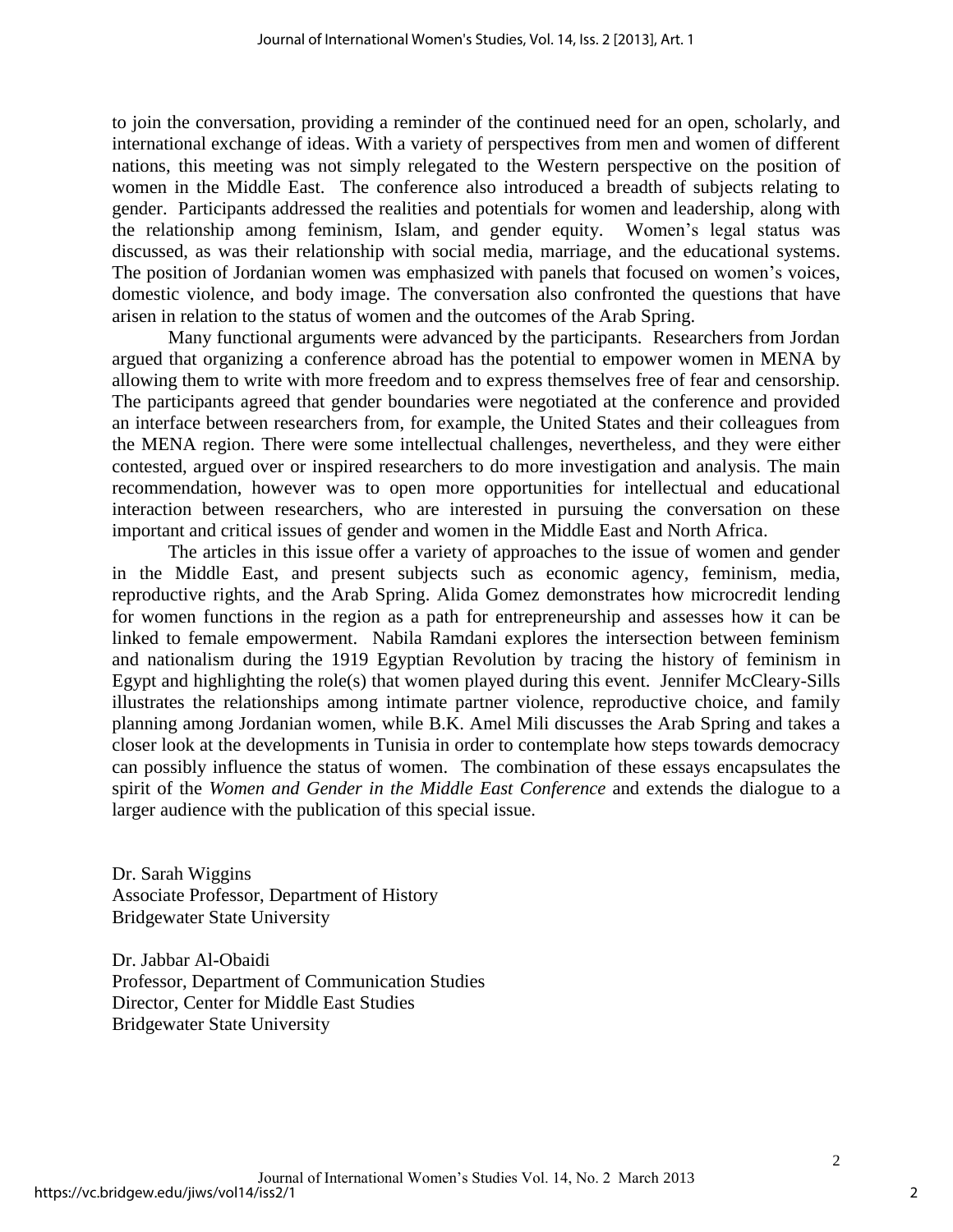to join the conversation, providing a reminder of the continued need for an open, scholarly, and international exchange of ideas. With a variety of perspectives from men and women of different nations, this meeting was not simply relegated to the Western perspective on the position of women in the Middle East. The conference also introduced a breadth of subjects relating to gender. Participants addressed the realities and potentials for women and leadership, along with the relationship among feminism, Islam, and gender equity. Women's legal status was discussed, as was their relationship with social media, marriage, and the educational systems. The position of Jordanian women was emphasized with panels that focused on women's voices, domestic violence, and body image. The conversation also confronted the questions that have arisen in relation to the status of women and the outcomes of the Arab Spring.

Many functional arguments were advanced by the participants. Researchers from Jordan argued that organizing a conference abroad has the potential to empower women in MENA by allowing them to write with more freedom and to express themselves free of fear and censorship. The participants agreed that gender boundaries were negotiated at the conference and provided an interface between researchers from, for example, the United States and their colleagues from the MENA region. There were some intellectual challenges, nevertheless, and they were either contested, argued over or inspired researchers to do more investigation and analysis. The main recommendation, however was to open more opportunities for intellectual and educational interaction between researchers, who are interested in pursuing the conversation on these important and critical issues of gender and women in the Middle East and North Africa.

The articles in this issue offer a variety of approaches to the issue of women and gender in the Middle East, and present subjects such as economic agency, feminism, media, reproductive rights, and the Arab Spring. Alida Gomez demonstrates how microcredit lending for women functions in the region as a path for entrepreneurship and assesses how it can be linked to female empowerment. Nabila Ramdani explores the intersection between feminism and nationalism during the 1919 Egyptian Revolution by tracing the history of feminism in Egypt and highlighting the role(s) that women played during this event. Jennifer McCleary-Sills illustrates the relationships among intimate partner violence, reproductive choice, and family planning among Jordanian women, while B.K. Amel Mili discusses the Arab Spring and takes a closer look at the developments in Tunisia in order to contemplate how steps towards democracy can possibly influence the status of women. The combination of these essays encapsulates the spirit of the *Women and Gender in the Middle East Conference* and extends the dialogue to a larger audience with the publication of this special issue.

Dr. Sarah Wiggins
Associate Professor, Department of History
Bridgewater State University

Dr. Jabbar Al-Obaidi
Professor, Department of Communication Studies
Director, Center for Middle East Studies
Bridgewater State University